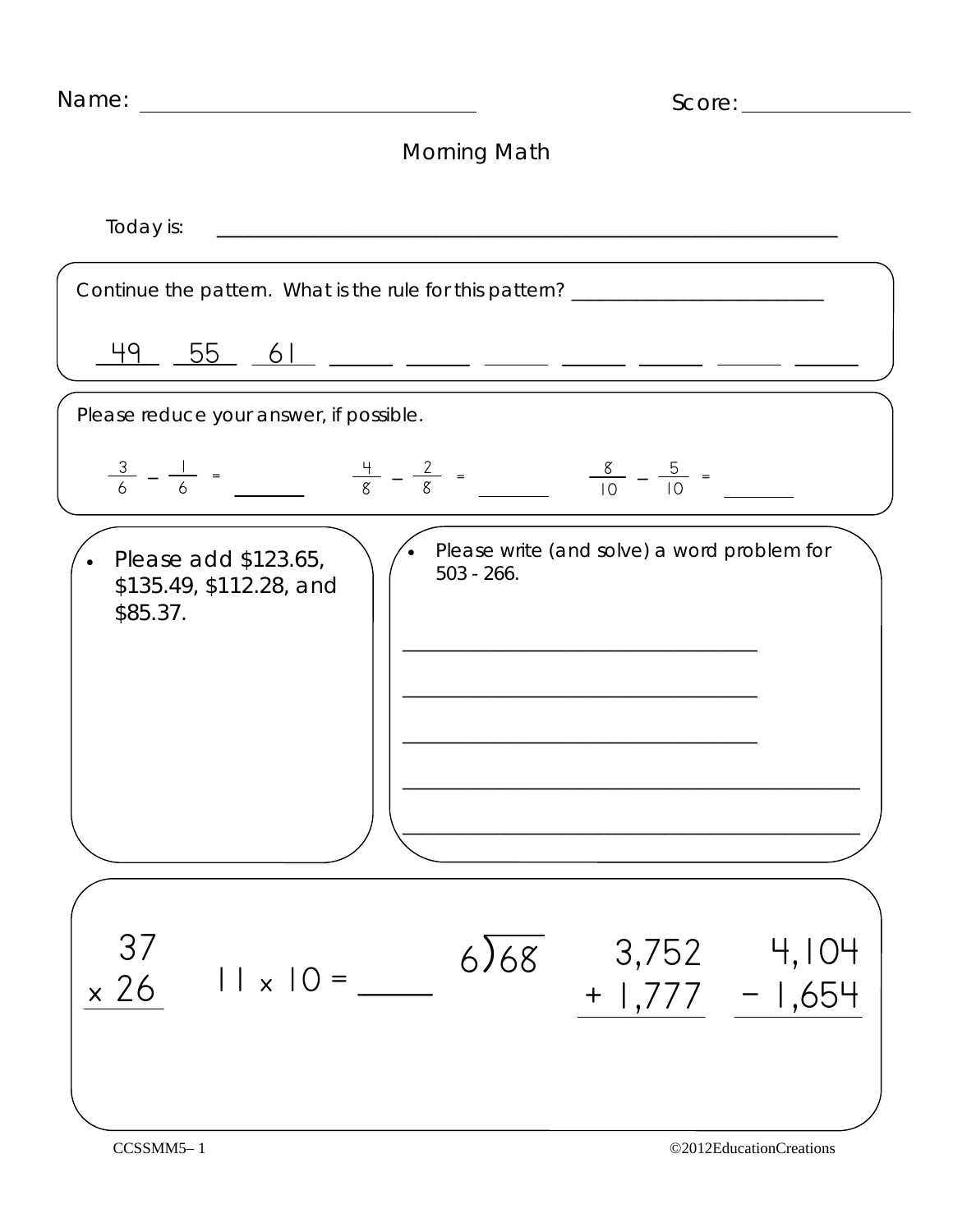Name: ______________________________ Score: ______________

# Morning Math

Today is: ____________________________________________________________

Continue the pattern. What is the rule for this pattern? ________________________

49 55 61 ______ ______ ______ ______ ______ ______ ______

Please reduce your answer, if possible.

$\frac{3}{6} - \frac{1}{6} =$ ______ $\frac{4}{8} - \frac{2}{8} =$ ______ $\frac{8}{10} - \frac{5}{10} =$ ______

- Please add \$123.65, \$135.49, \$112.28, and \$85.37.

- Please write (and solve) a word problem for 503 - 266.

______________________________

______________________________

______________________________

______________________________

______________________________

$$\begin{array}{r} 37 \\ \times\ 26 \\ \hline \end{array}$$

$11 \times 10 =$ ______

$6\overline{)68}$

$$\begin{array}{r} 3{,}752 \\ +\ 1{,}777 \\ \hline \end{array}$$

$$\begin{array}{r} 4{,}104 \\ -\ 1{,}654 \\ \hline \end{array}$$

CCSSMM5– 1

©2012EducationCreations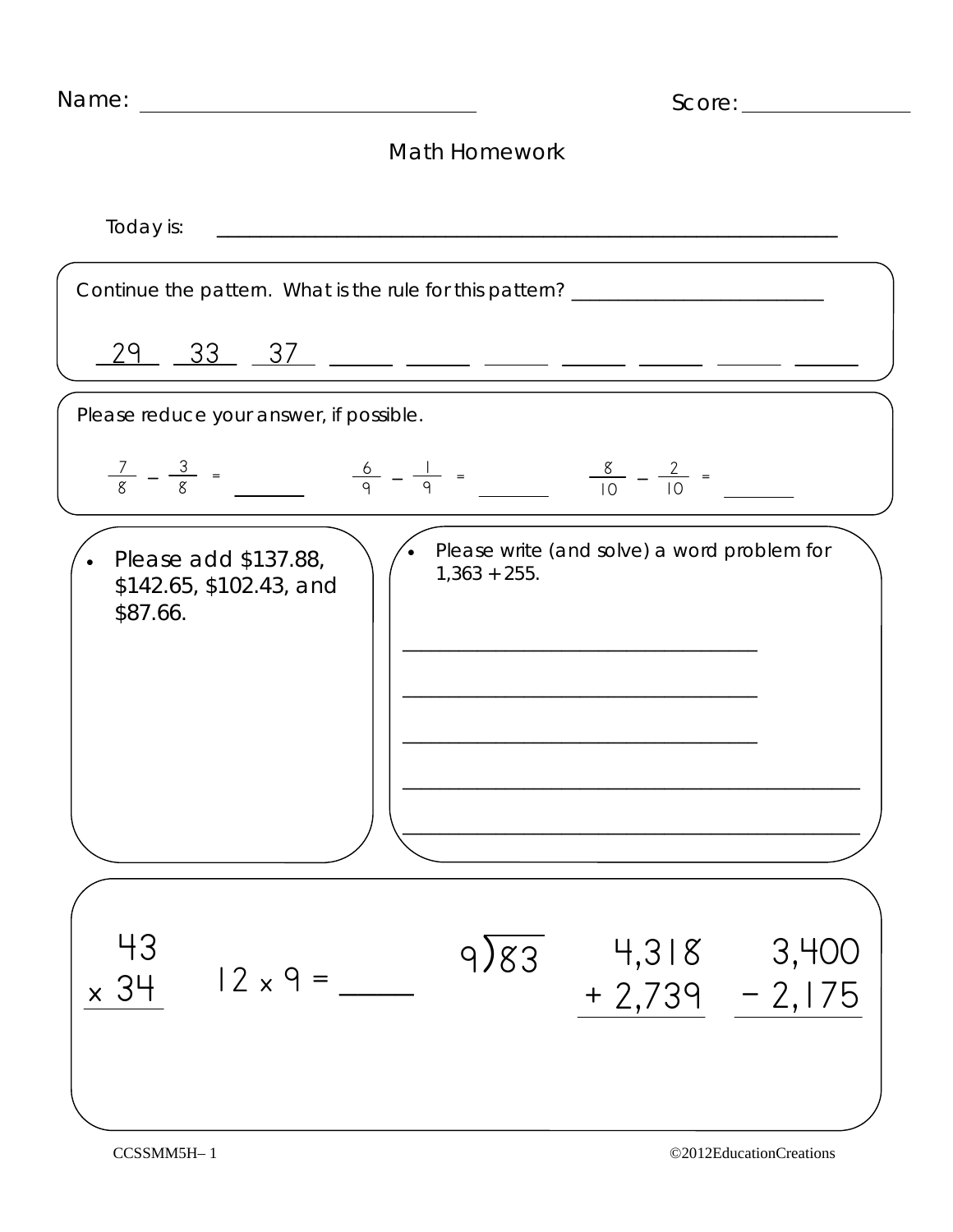Name: ______________________________ Score: ______________

# Math Homework

Today is: ____________________________________________________________

Continue the pattern. What is the rule for this pattern? ________________________

29 &nbsp; 33 &nbsp; 37 &nbsp; ____ &nbsp; ____ &nbsp; ____ &nbsp; ____ &nbsp; ____ &nbsp; ____ &nbsp; ____

Please reduce your answer, if possible.

$\frac{7}{8} - \frac{3}{8} =$ ______ &nbsp;&nbsp;&nbsp; $\frac{6}{9} - \frac{1}{9} =$ ______ &nbsp;&nbsp;&nbsp; $\frac{8}{10} - \frac{2}{10} =$ ______

- Please add \$137.88, \$142.65, \$102.43, and \$87.66.

- Please write (and solve) a word problem for 1,363 + 255.

______________________________

______________________________

______________________________

______________________________

______________________________

$$\begin{array}{r} 43 \\ \times\ 34 \\ \hline \end{array}$$

$12 \times 9 =$ ______

$9\overline{)83}$

$$\begin{array}{r} 4{,}318 \\ +\ 2{,}739 \\ \hline \end{array}$$

$$\begin{array}{r} 3{,}400 \\ -\ 2{,}175 \\ \hline \end{array}$$

CCSSMM5H– 1 &nbsp;&nbsp;&nbsp; ©2012EducationCreations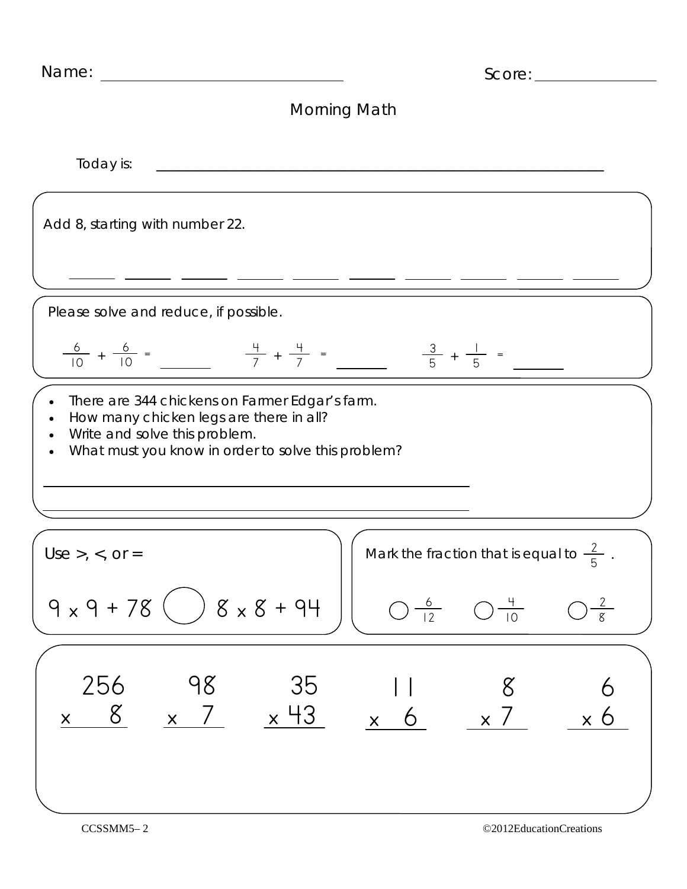Name: ______________________________ Score: ______________

# Morning Math

Today is: ____________________________________________

Add 8, starting with number 22.

_____ _____ _____ _____ _____ _____ _____ _____ _____ _____

Please solve and reduce, if possible.

$\frac{6}{10} + \frac{6}{10} =$ ______ $\frac{4}{7} + \frac{4}{7} =$ ______ $\frac{3}{5} + \frac{1}{5} =$ ______

- There are 344 chickens on Farmer Edgar's farm.
- How many chicken legs are there in all?
- Write and solve this problem.
- What must you know in order to solve this problem?

____________________________________________

____________________________________________

Use >, <, or =

$9 \times 9 + 78$ ◯ $8 \times 8 + 94$

Mark the fraction that is equal to $\frac{2}{5}$.

◯ $\frac{6}{12}$ ◯ $\frac{4}{10}$ ◯ $\frac{2}{8}$

$$\begin{array}{r} 256 \\ \times \quad 8 \\ \hline \end{array} \qquad \begin{array}{r} 98 \\ \times \quad 7 \\ \hline \end{array} \qquad \begin{array}{r} 35 \\ \times 43 \\ \hline \end{array} \qquad \begin{array}{r} 11 \\ \times \quad 6 \\ \hline \end{array} \qquad \begin{array}{r} 8 \\ \times 7 \\ \hline \end{array} \qquad \begin{array}{r} 6 \\ \times 6 \\ \hline \end{array}$$

CCSSMM5– 2 ©2012EducationCreations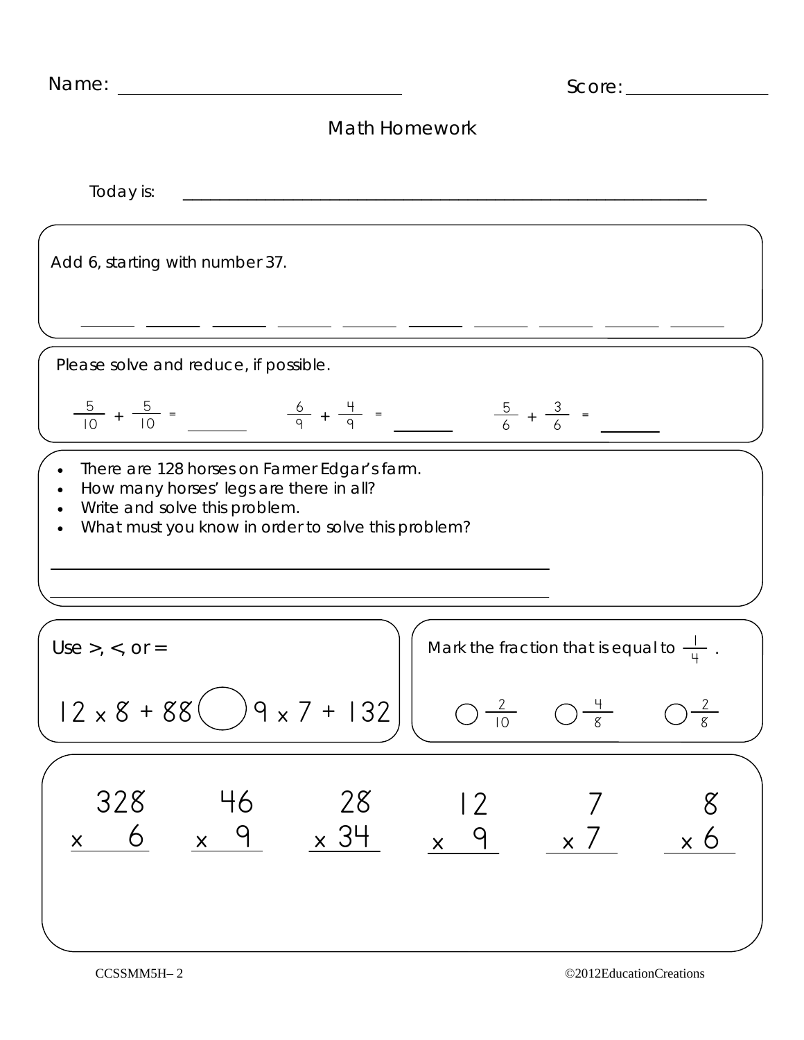Name: ______________________ Score: ____________

# Math Homework

Today is: ________________________________________________

Add 6, starting with number 37.

\_\_\_\_\_ \_\_\_\_\_ \_\_\_\_\_ \_\_\_\_\_ \_\_\_\_\_ \_\_\_\_\_ \_\_\_\_\_ \_\_\_\_\_ \_\_\_\_\_ \_\_\_\_\_

Please solve and reduce, if possible.

$\frac{5}{10} + \frac{5}{10} =$ \_\_\_\_\_\_  $\frac{6}{9} + \frac{4}{9} =$ \_\_\_\_\_\_  $\frac{5}{6} + \frac{3}{6} =$ \_\_\_\_\_\_

- There are 128 horses on Farmer Edgar's farm.
- How many horses' legs are there in all?
- Write and solve this problem.
- What must you know in order to solve this problem?

\_\_\_\_\_\_\_\_\_\_\_\_\_\_\_\_\_\_\_\_\_\_\_\_\_\_\_\_\_\_\_\_\_\_\_\_\_\_\_\_

\_\_\_\_\_\_\_\_\_\_\_\_\_\_\_\_\_\_\_\_\_\_\_\_\_\_\_\_\_\_\_\_\_\_\_\_\_\_\_\_

Use >, <, or =

$12 \times 8 + 88 \bigcirc 9 \times 7 + 132$

Mark the fraction that is equal to $\frac{1}{4}$.

○ $\frac{2}{10}$  ○ $\frac{4}{8}$  ○ $\frac{2}{8}$

$$\begin{array}{r} 328 \\ \times \quad 6 \\ \hline \end{array} \qquad \begin{array}{r} 46 \\ \times \quad 9 \\ \hline \end{array} \qquad \begin{array}{r} 28 \\ \times 34 \\ \hline \end{array} \qquad \begin{array}{r} 12 \\ \times \quad 9 \\ \hline \end{array} \qquad \begin{array}{r} 7 \\ \times 7 \\ \hline \end{array} \qquad \begin{array}{r} 8 \\ \times 6 \\ \hline \end{array}$$

CCSSMM5H– 2 ©2012EducationCreations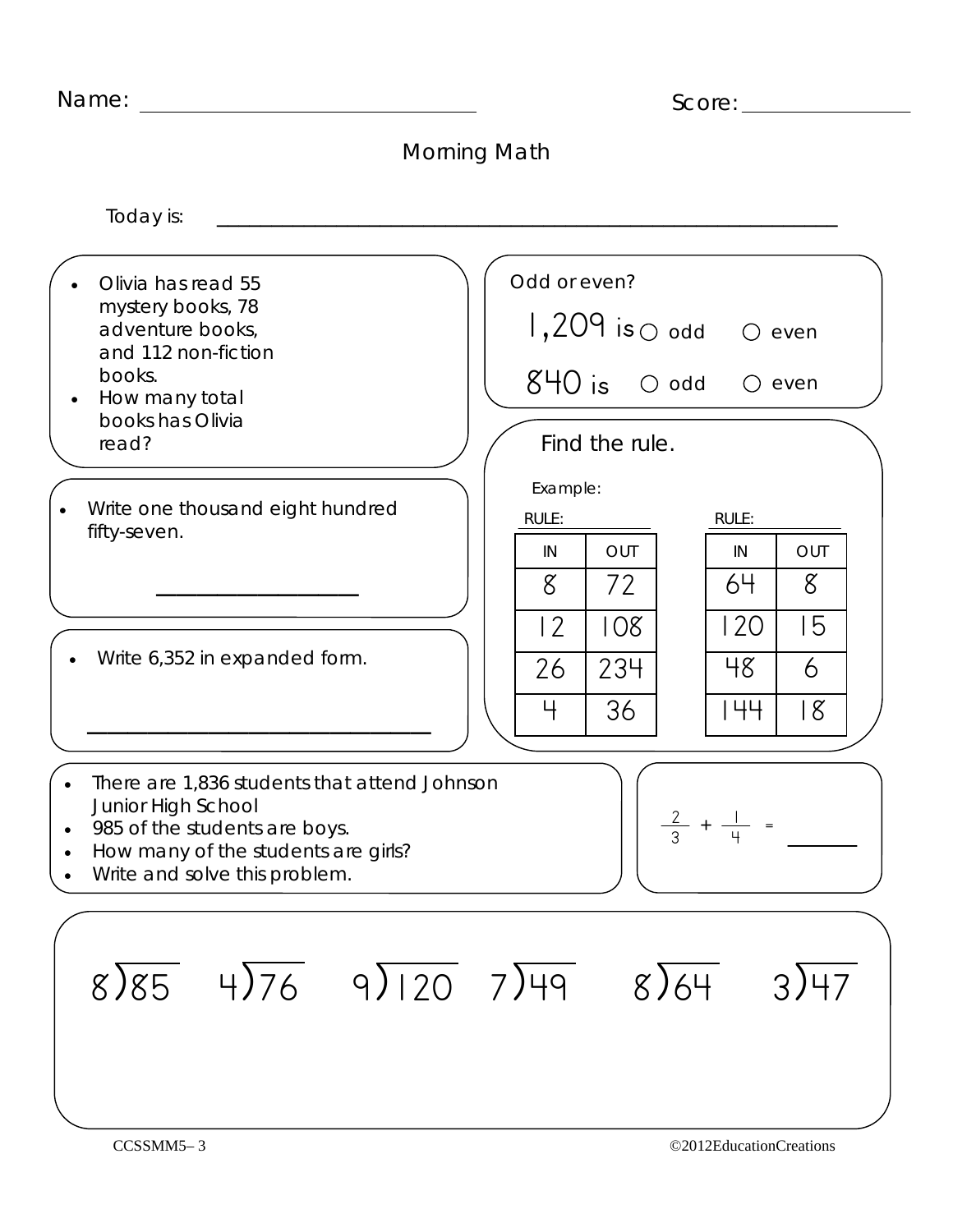Name: ______________________________ Score: ______________

# Morning Math

Today is: ____________________________________________________________

- Olivia has read 55 mystery books, 78 adventure books, and 112 non-fiction books.
- How many total books has Olivia read?

Odd or even?

1,209 is ○ odd ○ even

840 is ○ odd ○ even

- Write one thousand eight hundred fifty-seven.

__________________

- Write 6,352 in expanded form.

______________________________

Find the rule.

Example:

RULE: __________

| IN | OUT |
|---|---|
| 8 | 72 |
| 12 | 108 |
| 26 | 234 |
| 4 | 36 |

RULE: __________

| IN | OUT |
|---|---|
| 64 | 8 |
| 120 | 15 |
| 48 | 6 |
| 144 | 18 |

- There are 1,836 students that attend Johnson Junior High School
- 985 of the students are boys.
- How many of the students are girls?
- Write and solve this problem.

$\frac{2}{3} + \frac{1}{4} =$ ______

$8\overline{)85}$ $4\overline{)76}$ $9\overline{)120}$ $7\overline{)49}$ $8\overline{)64}$ $3\overline{)47}$

CCSSMM5– 3 ©2012EducationCreations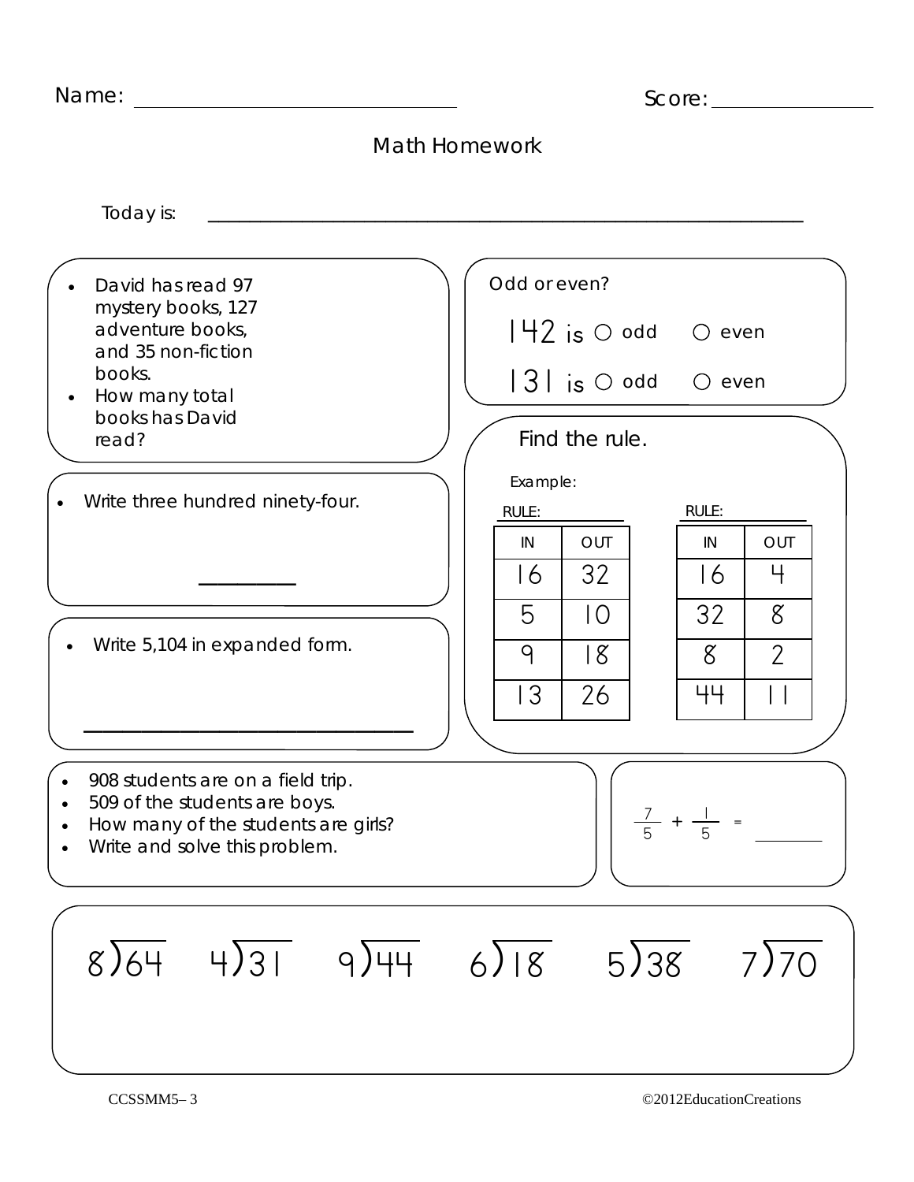Name: ______________________ Score: ______________

# Math Homework

Today is: ____________________________________________

- David has read 97 mystery books, 127 adventure books, and 35 non-fiction books.
- How many total books has David read?

Odd or even?

142 is ○ odd ○ even

131 is ○ odd ○ even

- Write three hundred ninety-four.

_________

Find the rule.

Example:

RULE: ________

| IN | OUT |
|---|---|
| 16 | 32 |
| 5 | 10 |
| 9 | 18 |
| 13 | 26 |

RULE: ________

| IN | OUT |
|---|---|
| 16 | 4 |
| 32 | 8 |
| 8 | 2 |
| 44 | 11 |

- Write 5,104 in expanded form.

______________________________

- 908 students are on a field trip.
- 509 of the students are boys.
- How many of the students are girls?
- Write and solve this problem.

$\frac{7}{5} + \frac{1}{5} =$ ________

$8\overline{)64}$ $4\overline{)31}$ $9\overline{)44}$ $6\overline{)18}$ $5\overline{)38}$ $7\overline{)70}$

CCSSMM5– 3

©2012EducationCreations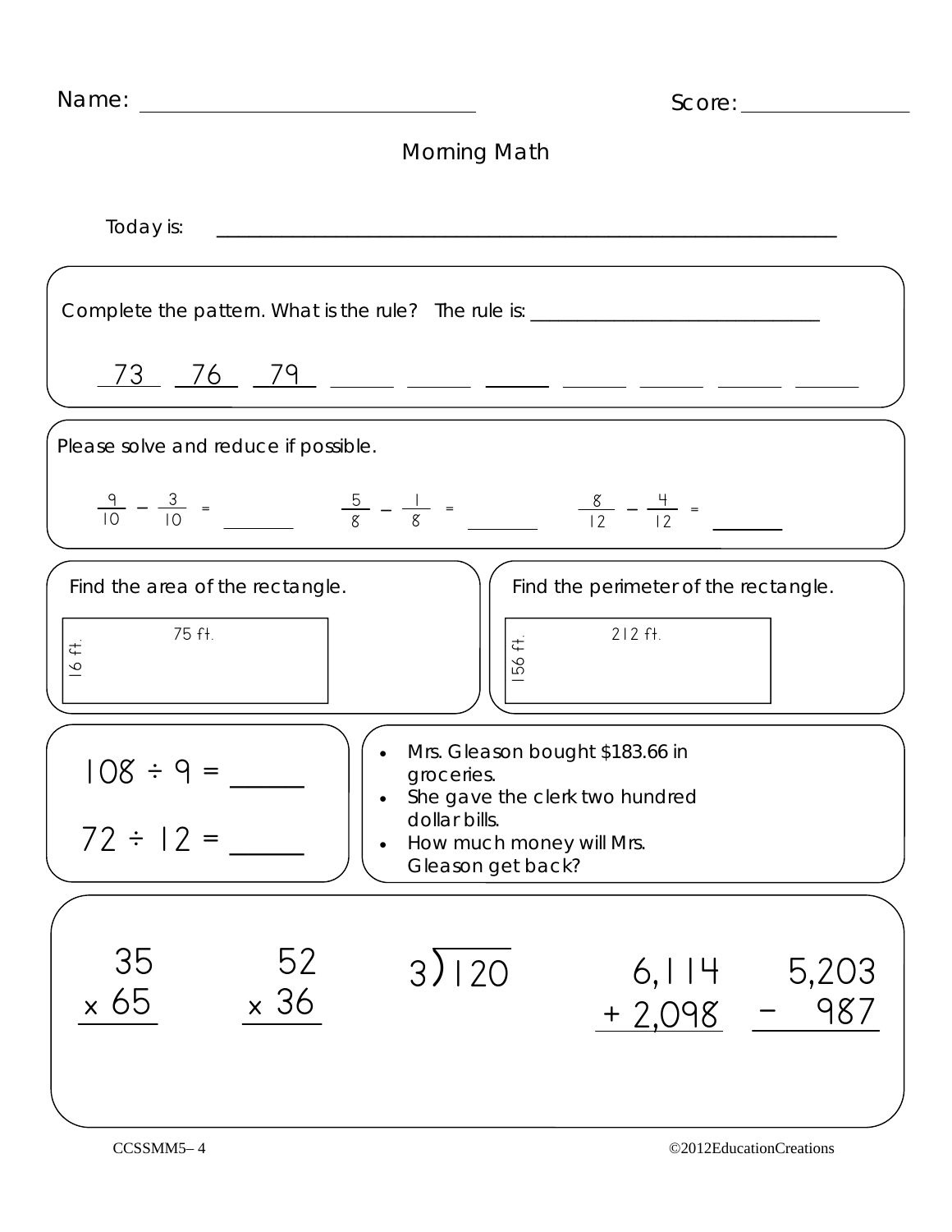Name: ______________________________ Score: ______________

## Morning Math

Today is: ____________________________________________________________

Complete the pattern. What is the rule? The rule is: ____________________________

73 76 79 ____ ____ ____ ____ ____ ____ ____

Please solve and reduce if possible.

$\frac{9}{10} - \frac{3}{10} =$ ______ $\frac{5}{8} - \frac{1}{8} =$ ______ $\frac{8}{12} - \frac{4}{12} =$ ______

Find the area of the rectangle.

75 ft.
16 ft.

Find the perimeter of the rectangle.

212 ft.
156 ft.

$108 \div 9 =$ ______

$72 \div 12 =$ ______

- Mrs. Gleason bought $183.66 in groceries.
- She gave the clerk two hundred dollar bills.
- How much money will Mrs. Gleason get back?

$\begin{array}{r} 35 \\ \times\ 65 \\ \hline \end{array}$

$\begin{array}{r} 52 \\ \times\ 36 \\ \hline \end{array}$

$3\overline{)120}$

$\begin{array}{r} 6{,}114 \\ +\ 2{,}098 \\ \hline \end{array}$

$\begin{array}{r} 5{,}203 \\ -\ 987 \\ \hline \end{array}$

CCSSMM5– 4 ©2012EducationCreations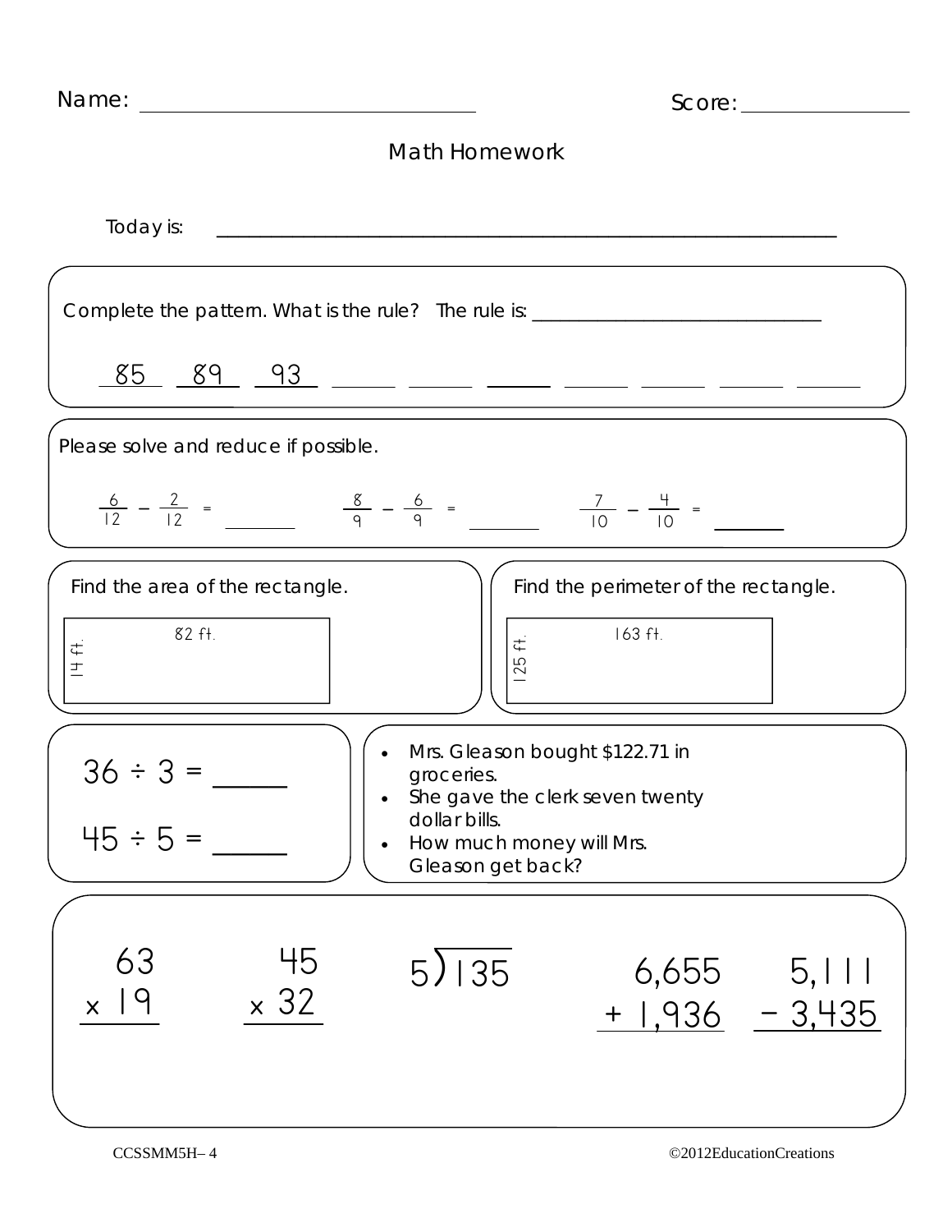Name: ______________________________ Score: ______________

# Math Homework

Today is: ____________________________________________________________

Complete the pattern. What is the rule? The rule is: ______________________________

85 89 93 ______ ______ ______ ______ ______ ______ ______

Please solve and reduce if possible.

$\frac{6}{12} - \frac{2}{12} =$ ________ $\frac{8}{9} - \frac{6}{9} =$ ________ $\frac{7}{10} - \frac{4}{10} =$ ________

Find the area of the rectangle.

82 ft.
14 ft.

Find the perimeter of the rectangle.

163 ft.
125 ft.

$36 \div 3 =$ ______

$45 \div 5 =$ ______

- Mrs. Gleason bought $122.71 in groceries.
- She gave the clerk seven twenty dollar bills.
- How much money will Mrs. Gleason get back?

$$\begin{array}{r} 63 \\ \times\ 19 \\ \hline \end{array} \qquad \begin{array}{r} 45 \\ \times\ 32 \\ \hline \end{array} \qquad 5\overline{)135} \qquad \begin{array}{r} 6,655 \\ +\ 1,936 \\ \hline \end{array} \qquad \begin{array}{r} 5,111 \\ -\ 3,435 \\ \hline \end{array}$$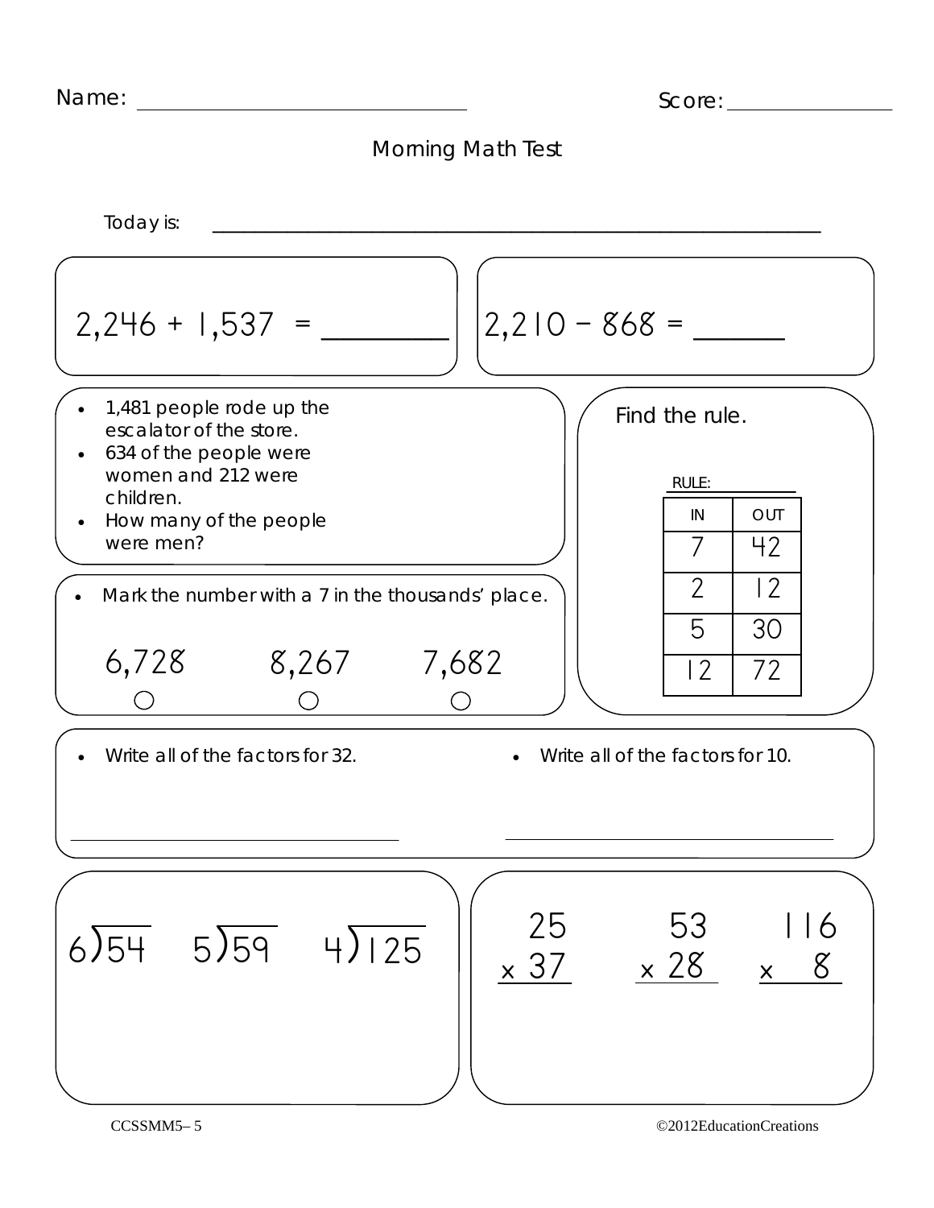Name: ____________________ Score: ____________

# Morning Math Test

Today is: ______________________________________

$2{,}246 + 1{,}537 =$ ________

$2{,}210 - 868 =$ ______

- 1,481 people rode up the escalator of the store.
- 634 of the people were women and 212 were children.
- How many of the people were men?

Find the rule.

RULE: ________

| IN | OUT |
|---|---|
| 7 | 42 |
| 2 | 12 |
| 5 | 30 |
| 12 | 72 |

- Mark the number with a 7 in the thousands' place.

○ 6,728 ○ 8,267 ○ 7,682

- Write all of the factors for 32.

________________________

- Write all of the factors for 10.

________________________

$6\overline{)54}$ $5\overline{)59}$ $4\overline{)125}$

$$\begin{array}{r} 25 \\ \times\ 37 \\ \hline \end{array} \qquad \begin{array}{r} 53 \\ \times\ 28 \\ \hline \end{array} \qquad \begin{array}{r} 116 \\ \times\ 8 \\ \hline \end{array}$$

CCSSMM5– 5 ©2012EducationCreations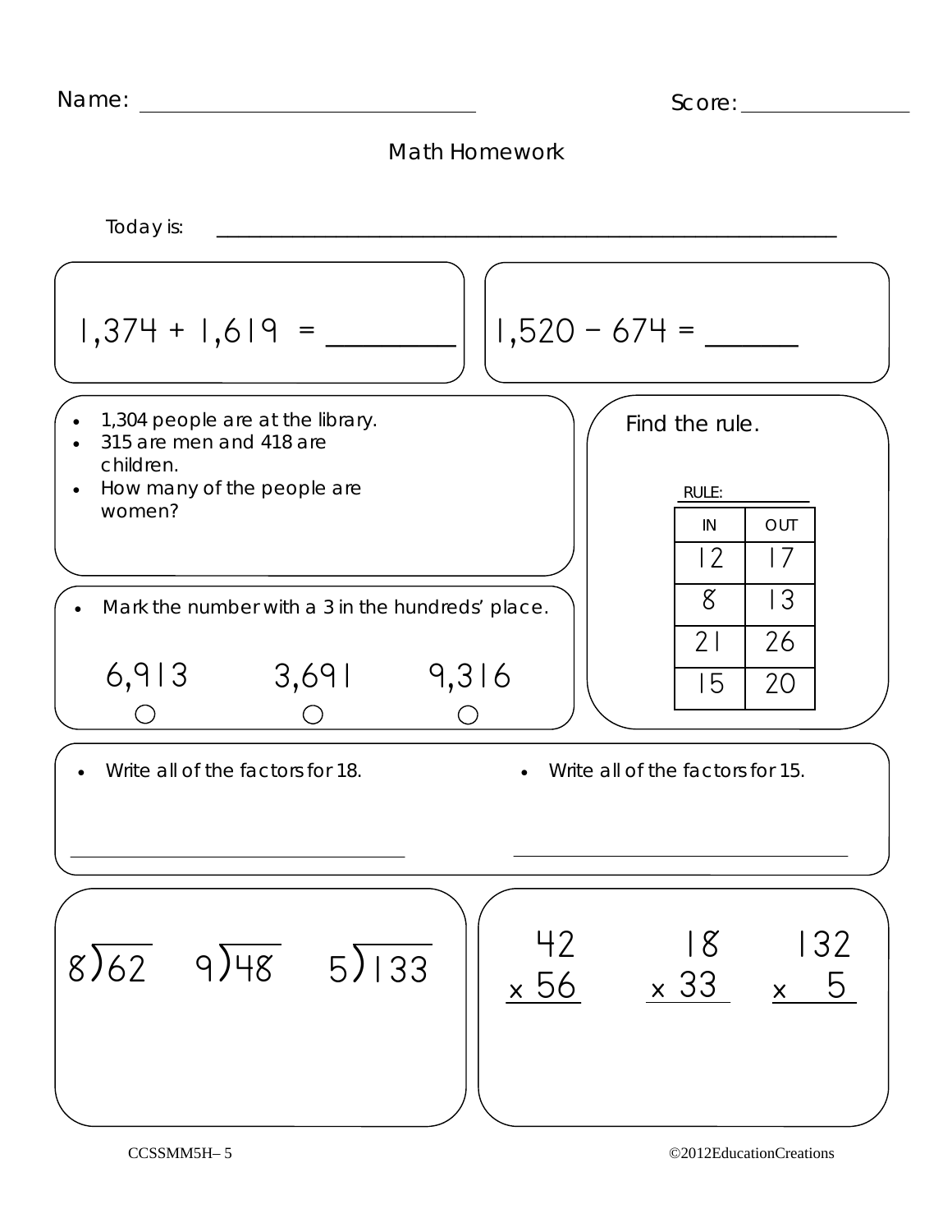Name: ____________________ Score: ______________

# Math Homework

Today is: ______________________________________________

$1{,}374 + 1{,}619 =$ ________

$1{,}520 - 674 =$ ______

- 1,304 people are at the library.
- 315 are men and 418 are children.
- How many of the people are women?

Find the rule.

RULE: ________

| IN | OUT |
|---|---|
| 12 | 17 |
| 8 | 13 |
| 21 | 26 |
| 15 | 20 |

- Mark the number with a 3 in the hundreds' place.

6,913 ○ 3,691 ○ 9,316 ○

- Write all of the factors for 18.

______________________________

- Write all of the factors for 15.

______________________________

$8\overline{)62}$ $9\overline{)48}$ $5\overline{)133}$

$$\begin{array}{r} 42 \\ \times\ 56 \\ \hline \end{array} \qquad \begin{array}{r} 18 \\ \times\ 33 \\ \hline \end{array} \qquad \begin{array}{r} 132 \\ \times\ \ \ 5 \\ \hline \end{array}$$

CCSSMM5H– 5 ©2012EducationCreations